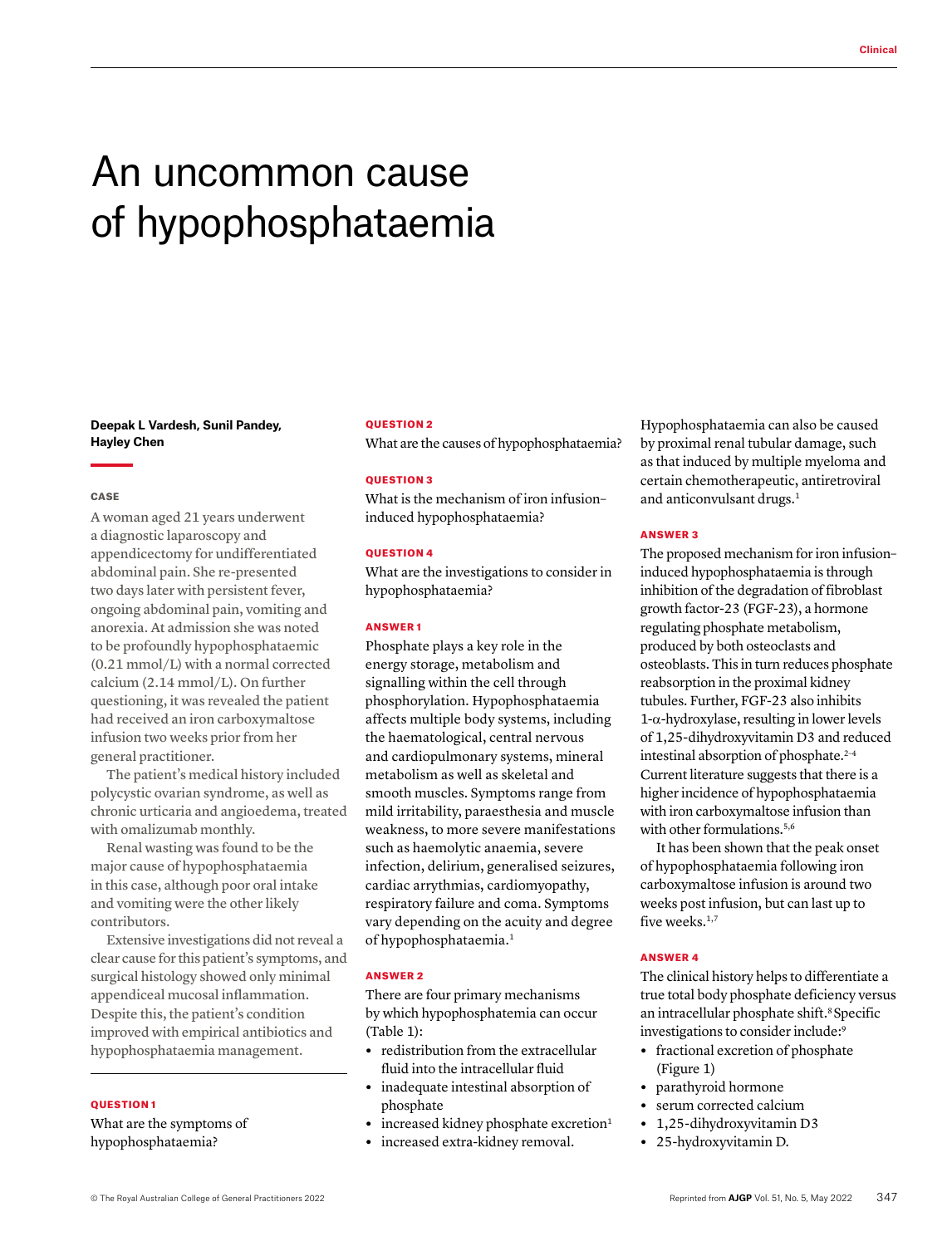# An uncommon cause of hypophosphataemia

**Deepak L Vardesh, Sunil Pandey, Hayley Chen**

### CASE

A woman aged 21 years underwent a diagnostic laparoscopy and appendicectomy for undifferentiated abdominal pain. She re-presented two days later with persistent fever, ongoing abdominal pain, vomiting and anorexia. At admission she was noted to be profoundly hypophosphataemic (0.21 mmol/L) with a normal corrected calcium (2.14 mmol/L). On further questioning, it was revealed the patient had received an iron carboxymaltose infusion two weeks prior from her general practitioner.

The patient's medical history included polycystic ovarian syndrome, as well as chronic urticaria and angioedema, treated with omalizumab monthly.

Renal wasting was found to be the major cause of hypophosphataemia in this case, although poor oral intake and vomiting were the other likely contributors.

Extensive investigations did not reveal a clear cause for this patient's symptoms, and surgical histology showed only minimal appendiceal mucosal inflammation. Despite this, the patient's condition improved with empirical antibiotics and hypophosphataemia management.

### QUESTION 1

What are the symptoms of hypophosphataemia?

### QUESTION 2

What are the causes of hypophosphataemia?

### QUESTION 3

What is the mechanism of iron infusion–induced hypophosphataemia?

### QUESTION 4

What are the investigations to consider in hypophosphataemia?

### ANSWER 1

Phosphate plays a key role in the energy storage, metabolism and signalling within the cell through phosphorylation. Hypophosphataemia affects multiple body systems, including the haematological, central nervous and cardiopulmonary systems, mineral metabolism as well as skeletal and smooth muscles. Symptoms range from mild irritability, paraesthesia and muscle weakness, to more severe manifestations such as haemolytic anaemia, severe infection, delirium, generalised seizures, cardiac arrythmias, cardiomyopathy, respiratory failure and coma. Symptoms vary depending on the acuity and degree of hypophosphataemia.[1]

### ANSWER 2

There are four primary mechanisms by which hypophosphatemia can occur (Table 1):

- redistribution from the extracellular fluid into the intracellular fluid
- inadequate intestinal absorption of phosphate
- increased kidney phosphate excretion[1]
- increased extra-kidney removal.

Hypophosphataemia can also be caused by proximal renal tubular damage, such as that induced by multiple myeloma and certain chemotherapeutic, antiretroviral and anticonvulsant drugs.[1]

### ANSWER 3

The proposed mechanism for iron infusion–induced hypophosphataemia is through inhibition of the degradation of fibroblast growth factor-23 (FGF-23), a hormone regulating phosphate metabolism, produced by both osteoclasts and osteoblasts. This in turn reduces phosphate reabsorption in the proximal kidney tubules. Further, FGF-23 also inhibits 1-$\alpha$-hydroxylase, resulting in lower levels of 1,25-dihydroxyvitamin D3 and reduced intestinal absorption of phosphate.[2–4] Current literature suggests that there is a higher incidence of hypophosphataemia with iron carboxymaltose infusion than with other formulations.[5,6]

It has been shown that the peak onset of hypophosphataemia following iron carboxymaltose infusion is around two weeks post infusion, but can last up to five weeks.[1,7]

### ANSWER 4

The clinical history helps to differentiate a true total body phosphate deficiency versus an intracellular phosphate shift.[8] Specific investigations to consider include:[9]

- fractional excretion of phosphate (Figure 1)
- parathyroid hormone
- serum corrected calcium
- 1,25-dihydroxyvitamin D3
- 25-hydroxyvitamin D.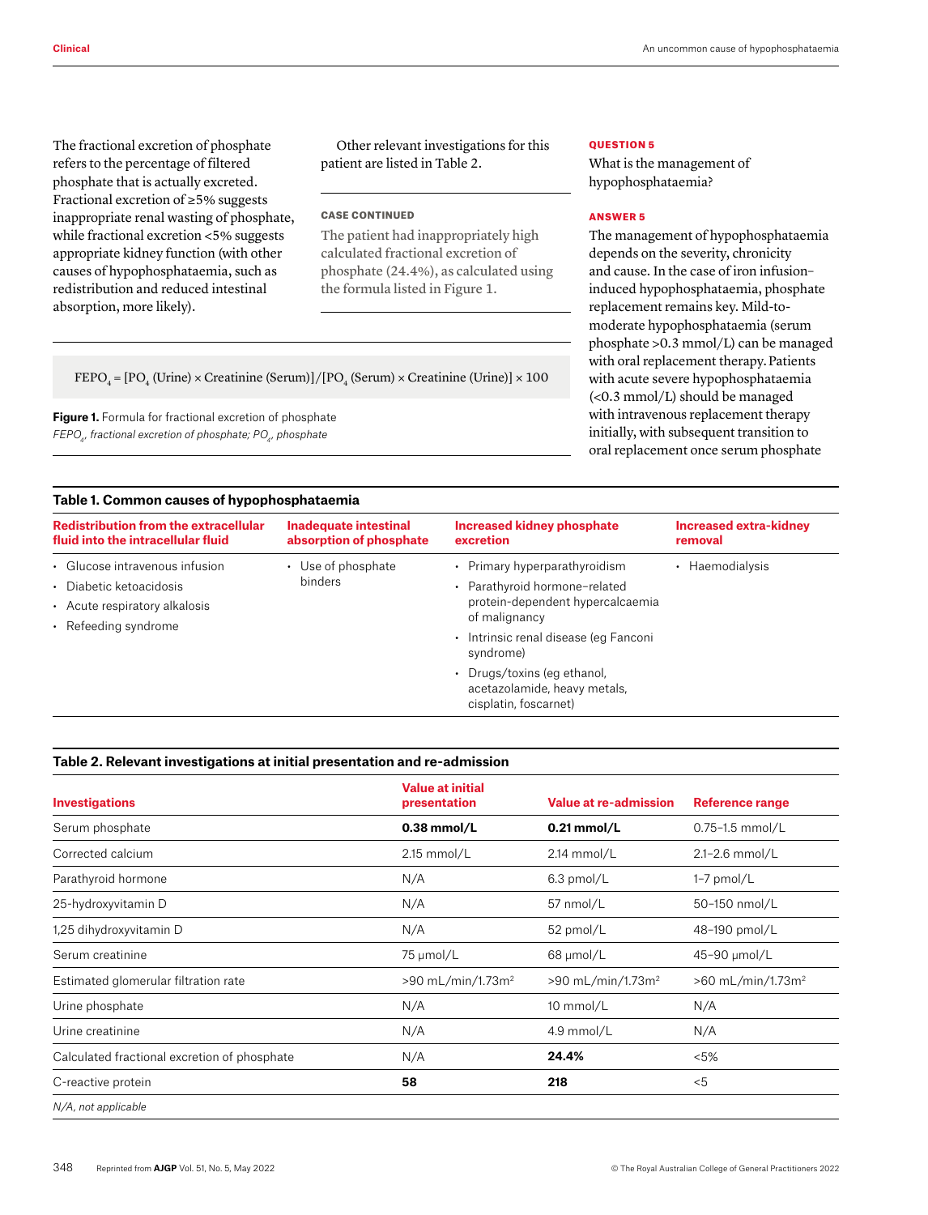The fractional excretion of phosphate refers to the percentage of filtered phosphate that is actually excreted. Fractional excretion of ≥5% suggests inappropriate renal wasting of phosphate, while fractional excretion <5% suggests appropriate kidney function (with other causes of hypophosphataemia, such as redistribution and reduced intestinal absorption, more likely).

Other relevant investigations for this patient are listed in Table 2.

### CASE CONTINUED

The patient had inappropriately high calculated fractional excretion of phosphate (24.4%), as calculated using the formula listed in Figure 1.

$$FEPO_4 = [PO_4 \text{ (Urine)} \times \text{Creatinine (Serum)}]/[PO_4 \text{ (Serum)} \times \text{Creatinine (Urine)}] \times 100$$

**Figure 1.** Formula for fractional excretion of phosphate
*$FEPO_4$, fractional excretion of phosphate; $PO_4$, phosphate*

### QUESTION 5

What is the management of hypophosphataemia?

### ANSWER 5

The management of hypophosphataemia depends on the severity, chronicity and cause. In the case of iron infusion–induced hypophosphataemia, phosphate replacement remains key. Mild-to-moderate hypophosphataemia (serum phosphate >0.3 mmol/L) can be managed with oral replacement therapy. Patients with acute severe hypophosphataemia (<0.3 mmol/L) should be managed with intravenous replacement therapy initially, with subsequent transition to oral replacement once serum phosphate

**Table 1. Common causes of hypophosphataemia**

| Redistribution from the extracellular fluid into the intracellular fluid | Inadequate intestinal absorption of phosphate | Increased kidney phosphate excretion | Increased extra-kidney removal |
|---|---|---|---|
| • Glucose intravenous infusion<br>• Diabetic ketoacidosis<br>• Acute respiratory alkalosis<br>• Refeeding syndrome | • Use of phosphate binders | • Primary hyperparathyroidism<br>• Parathyroid hormone–related protein-dependent hypercalcaemia of malignancy<br>• Intrinsic renal disease (eg Fanconi syndrome)<br>• Drugs/toxins (eg ethanol, acetazolamide, heavy metals, cisplatin, foscarnet) | • Haemodialysis |

**Table 2. Relevant investigations at initial presentation and re-admission**

| Investigations | Value at initial presentation | Value at re-admission | Reference range |
|---|---|---|---|
| Serum phosphate | **0.38 mmol/L** | **0.21 mmol/L** | 0.75–1.5 mmol/L |
| Corrected calcium | 2.15 mmol/L | 2.14 mmol/L | 2.1–2.6 mmol/L |
| Parathyroid hormone | N/A | 6.3 pmol/L | 1–7 pmol/L |
| 25-hydroxyvitamin D | N/A | 57 nmol/L | 50–150 nmol/L |
| 1,25 dihydroxyvitamin D | N/A | 52 pmol/L | 48–190 pmol/L |
| Serum creatinine | 75 µmol/L | 68 µmol/L | 45–90 µmol/L |
| Estimated glomerular filtration rate | >90 mL/min/1.73m$^2$ | >90 mL/min/1.73m$^2$ | >60 mL/min/1.73m$^2$ |
| Urine phosphate | N/A | 10 mmol/L | N/A |
| Urine creatinine | N/A | 4.9 mmol/L | N/A |
| Calculated fractional excretion of phosphate | N/A | **24.4%** | <5% |
| C-reactive protein | **58** | **218** | <5 |

*N/A, not applicable*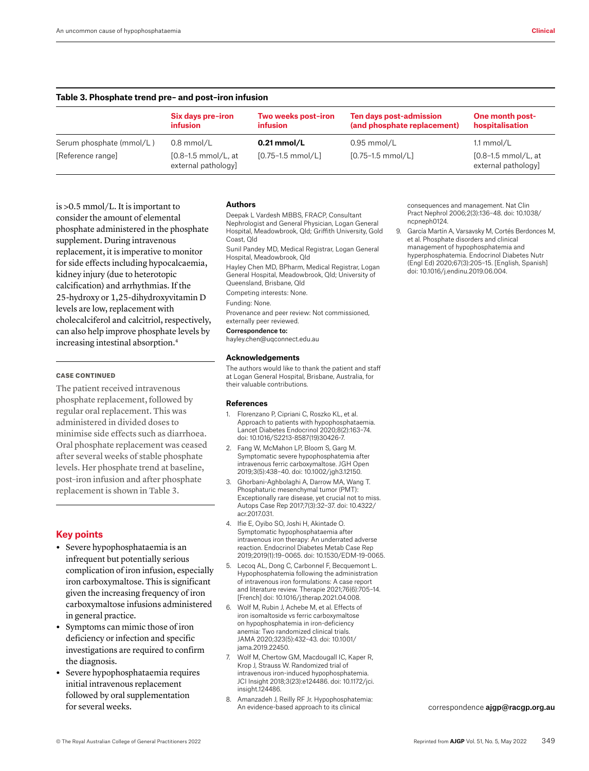**Table 3. Phosphate trend pre- and post-iron infusion**

| | Six days pre-iron infusion | Two weeks post-iron infusion | Ten days post-admission (and phosphate replacement) | One month post-hospitalisation |
|---|---|---|---|---|
| Serum phosphate (mmol/L ) | 0.8 mmol/L | **0.21 mmol/L** | 0.95 mmol/L | 1.1 mmol/L |
| [Reference range] | [0.8–1.5 mmol/L, at external pathology] | [0.75–1.5 mmol/L] | [0.75–1.5 mmol/L] | [0.8–1.5 mmol/L, at external pathology] |

is >0.5 mmol/L. It is important to consider the amount of elemental phosphate administered in the phosphate supplement. During intravenous replacement, it is imperative to monitor for side effects including hypocalcaemia, kidney injury (due to heterotopic calcification) and arrhythmias. If the 25-hydroxy or 1,25-dihydroxyvitamin D levels are low, replacement with cholecalciferol and calcitriol, respectively, can also help improve phosphate levels by increasing intestinal absorption.[4]

#### CASE CONTINUED

The patient received intravenous phosphate replacement, followed by regular oral replacement. This was administered in divided doses to minimise side effects such as diarrhoea. Oral phosphate replacement was ceased after several weeks of stable phosphate levels. Her phosphate trend at baseline, post-iron infusion and after phosphate replacement is shown in Table 3.

## Key points

- Severe hypophosphataemia is an infrequent but potentially serious complication of iron infusion, especially iron carboxymaltose. This is significant given the increasing frequency of iron carboxymaltose infusions administered in general practice.
- Symptoms can mimic those of iron deficiency or infection and specific investigations are required to confirm the diagnosis.
- Severe hypophosphataemia requires initial intravenous replacement followed by oral supplementation for several weeks.

### Authors

Deepak L Vardesh MBBS, FRACP, Consultant Nephrologist and General Physician, Logan General Hospital, Meadowbrook, Qld; Griffith University, Gold Coast, Qld

Sunil Pandey MD, Medical Registrar, Logan General Hospital, Meadowbrook, Qld

Hayley Chen MD, BPharm, Medical Registrar, Logan General Hospital, Meadowbrook, Qld; University of Queensland, Brisbane, Qld

Competing interests: None.

Funding: None.

Provenance and peer review: Not commissioned, externally peer reviewed.

**Correspondence to:**
hayley.chen@uqconnect.edu.au

### Acknowledgements

The authors would like to thank the patient and staff at Logan General Hospital, Brisbane, Australia, for their valuable contributions.

### References

1. Florenzano P, Cipriani C, Roszko KL, et al. Approach to patients with hypophosphataemia. Lancet Diabetes Endocrinol 2020;8(2):163–74. doi: 10.1016/S2213-8587(19)30426-7.
2. Fang W, McMahon LP, Bloom S, Garg M. Symptomatic severe hypophosphatemia after intravenous ferric carboxymaltose. JGH Open 2019;3(5):438–40. doi: 10.1002/jgh3.12150.
3. Ghorbani-Aghbolaghi A, Darrow MA, Wang T. Phosphaturic mesenchymal tumor (PMT): Exceptionally rare disease, yet crucial not to miss. Autops Case Rep 2017;7(3):32–37. doi: 10.4322/acr.2017.031.
4. Ifie E, Oyibo SO, Joshi H, Akintade O. Symptomatic hypophosphataemia after intravenous iron therapy: An underrated adverse reaction. Endocrinol Diabetes Metab Case Rep 2019;2019(1):19–0065. doi: 10.1530/EDM-19-0065.
5. Lecoq AL, Dong C, Carbonnel F, Becquemont L. Hypophosphatemia following the administration of intravenous iron formulations: A case report and literature review. Therapie 2021;76(6):705–14. [French] doi: 10.1016/j.therap.2021.04.008.
6. Wolf M, Rubin J, Achebe M, et al. Effects of iron isomaltoside vs ferric carboxymaltose on hypophosphatemia in iron-deficiency anemia: Two randomized clinical trials. JAMA 2020;323(5):432–43. doi: 10.1001/jama.2019.22450.
7. Wolf M, Chertow GM, Macdougall IC, Kaper R, Krop J, Strauss W. Randomized trial of intravenous iron-induced hypophosphatemia. JCI Insight 2018;3(23):e124486. doi: 10.1172/jci.insight.124486.
8. Amanzadeh J, Reilly RF Jr. Hypophosphatemia: An evidence-based approach to its clinical consequences and management. Nat Clin Pract Nephrol 2006;2(3):136–48. doi: 10.1038/ncpneph0124.
9. García Martín A, Varsavsky M, Cortés Berdonces M, et al. Phosphate disorders and clinical management of hypophosphatemia and hyperphosphatemia. Endocrinol Diabetes Nutr (Engl Ed) 2020;67(3):205–15. [English, Spanish] doi: 10.1016/j.endinu.2019.06.004.

correspondence **ajgp@racgp.org.au**